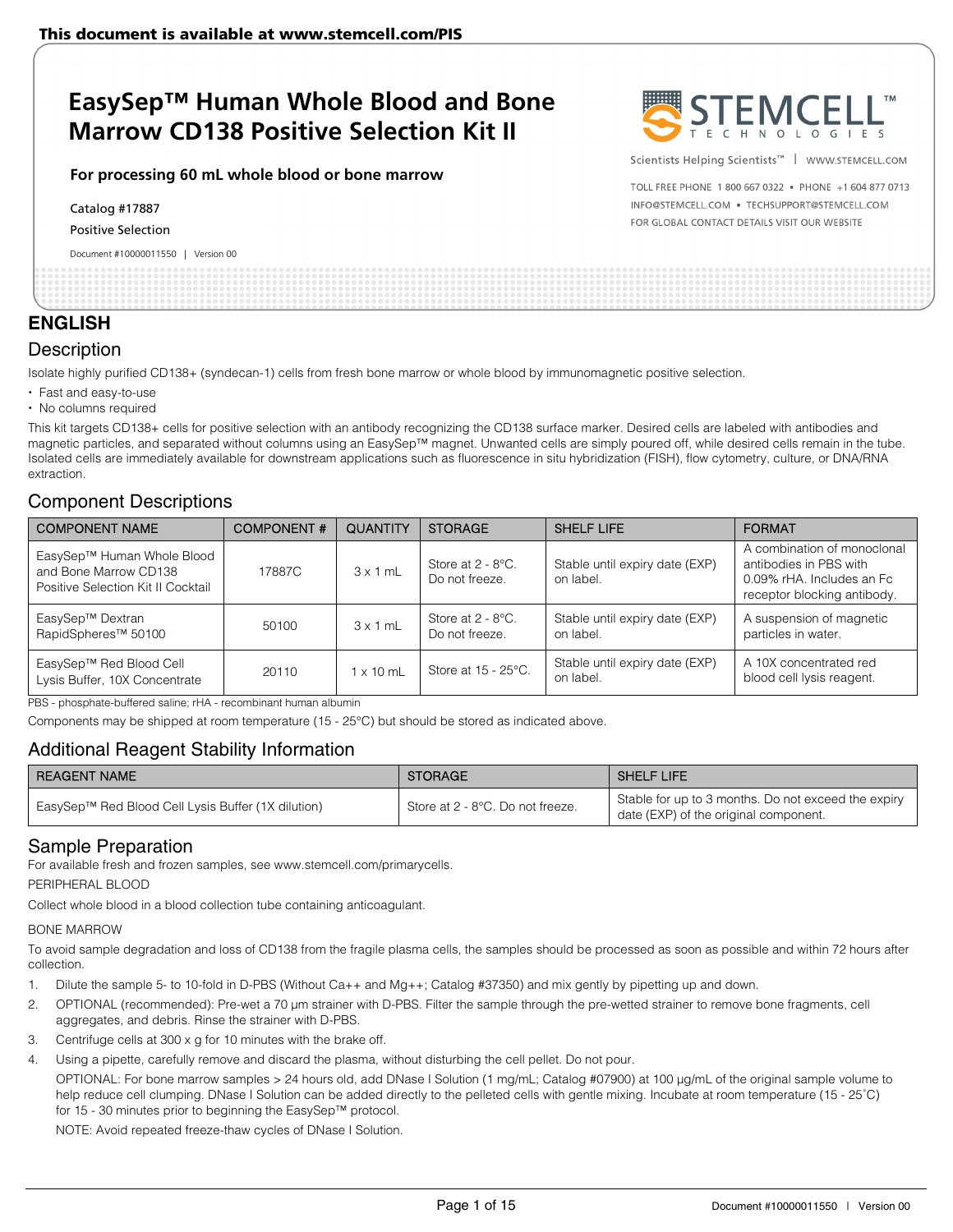This document is available at www.stemcell.com/PIS

# EasySep™ Human Whole Blood and Bone Marrow CD138 Positive Selection Kit II

**For processing 60 mL whole blood or bone marrow**

Catalog #17887

Positive Selection

Document #10000011550 | Version 00

Scientists Helping Scientists™ | WWW.STEMCELL.COM

TOLL FREE PHONE 1 800 667 0322 • PHONE +1 604 877 0713
INFO@STEMCELL.COM • TECHSUPPORT@STEMCELL.COM
FOR GLOBAL CONTACT DETAILS VISIT OUR WEBSITE

## ENGLISH

### Description

Isolate highly purified CD138+ (syndecan-1) cells from fresh bone marrow or whole blood by immunomagnetic positive selection.

- Fast and easy-to-use
- No columns required

This kit targets CD138+ cells for positive selection with an antibody recognizing the CD138 surface marker. Desired cells are labeled with antibodies and magnetic particles, and separated without columns using an EasySep™ magnet. Unwanted cells are simply poured off, while desired cells remain in the tube. Isolated cells are immediately available for downstream applications such as fluorescence in situ hybridization (FISH), flow cytometry, culture, or DNA/RNA extraction.

### Component Descriptions

| COMPONENT NAME | COMPONENT # | QUANTITY | STORAGE | SHELF LIFE | FORMAT |
|---|---|---|---|---|---|
| EasySep™ Human Whole Blood and Bone Marrow CD138 Positive Selection Kit II Cocktail | 17887C | 3 x 1 mL | Store at 2 - 8°C. Do not freeze. | Stable until expiry date (EXP) on label. | A combination of monoclonal antibodies in PBS with 0.09% rHA. Includes an Fc receptor blocking antibody. |
| EasySep™ Dextran RapidSpheres™ 50100 | 50100 | 3 x 1 mL | Store at 2 - 8°C. Do not freeze. | Stable until expiry date (EXP) on label. | A suspension of magnetic particles in water. |
| EasySep™ Red Blood Cell Lysis Buffer, 10X Concentrate | 20110 | 1 x 10 mL | Store at 15 - 25°C. | Stable until expiry date (EXP) on label. | A 10X concentrated red blood cell lysis reagent. |

PBS - phosphate-buffered saline; rHA - recombinant human albumin

Components may be shipped at room temperature (15 - 25°C) but should be stored as indicated above.

### Additional Reagent Stability Information

| REAGENT NAME | STORAGE | SHELF LIFE |
|---|---|---|
| EasySep™ Red Blood Cell Lysis Buffer (1X dilution) | Store at 2 - 8°C. Do not freeze. | Stable for up to 3 months. Do not exceed the expiry date (EXP) of the original component. |

### Sample Preparation

For available fresh and frozen samples, see www.stemcell.com/primarycells.

PERIPHERAL BLOOD

Collect whole blood in a blood collection tube containing anticoagulant.

BONE MARROW

To avoid sample degradation and loss of CD138 from the fragile plasma cells, the samples should be processed as soon as possible and within 72 hours after collection.

1. Dilute the sample 5- to 10-fold in D-PBS (Without Ca++ and Mg++; Catalog #37350) and mix gently by pipetting up and down.
2. OPTIONAL (recommended): Pre-wet a 70 µm strainer with D-PBS. Filter the sample through the pre-wetted strainer to remove bone fragments, cell aggregates, and debris. Rinse the strainer with D-PBS.
3. Centrifuge cells at 300 x g for 10 minutes with the brake off.
4. Using a pipette, carefully remove and discard the plasma, without disturbing the cell pellet. Do not pour.

   OPTIONAL: For bone marrow samples > 24 hours old, add DNase I Solution (1 mg/mL; Catalog #07900) at 100 µg/mL of the original sample volume to help reduce cell clumping. DNase I Solution can be added directly to the pelleted cells with gentle mixing. Incubate at room temperature (15 - 25˚C) for 15 - 30 minutes prior to beginning the EasySep™ protocol.

   NOTE: Avoid repeated freeze-thaw cycles of DNase I Solution.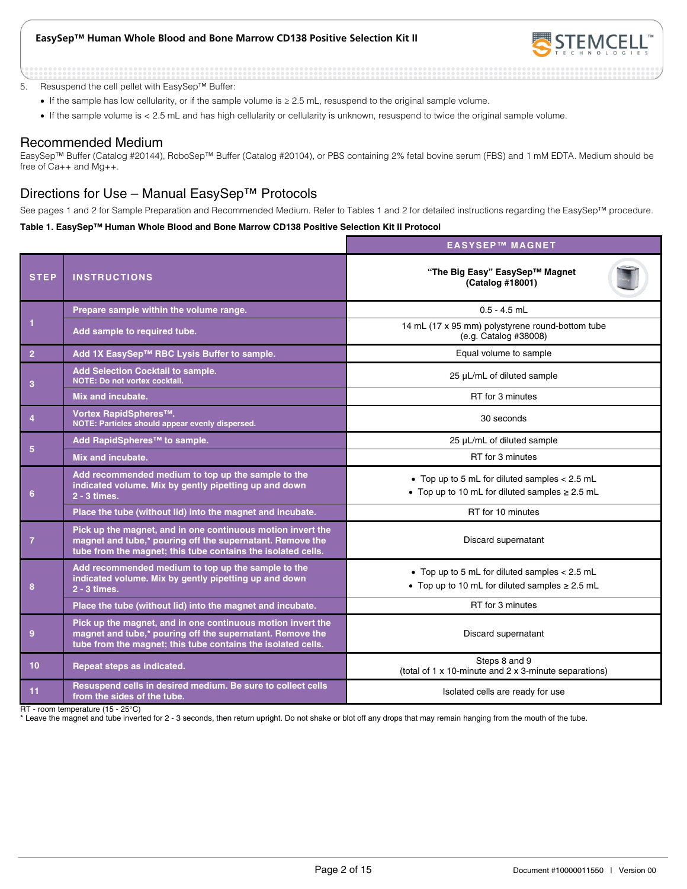5. Resuspend the cell pellet with EasySep™ Buffer:
   - If the sample has low cellularity, or if the sample volume is ≥ 2.5 mL, resuspend to the original sample volume.
   - If the sample volume is < 2.5 mL and has high cellularity or cellularity is unknown, resuspend to twice the original sample volume.

## Recommended Medium

EasySep™ Buffer (Catalog #20144), RoboSep™ Buffer (Catalog #20104), or PBS containing 2% fetal bovine serum (FBS) and 1 mM EDTA. Medium should be free of Ca++ and Mg++.

## Directions for Use – Manual EasySep™ Protocols

See pages 1 and 2 for Sample Preparation and Recommended Medium. Refer to Tables 1 and 2 for detailed instructions regarding the EasySep™ procedure.

**Table 1. EasySep™ Human Whole Blood and Bone Marrow CD138 Positive Selection Kit II Protocol**

| STEP | INSTRUCTIONS | EASYSEP™ MAGNET: "The Big Easy" EasySep™ Magnet (Catalog #18001) |
|---|---|---|
| 1 | Prepare sample within the volume range. | 0.5 - 4.5 mL |
| | Add sample to required tube. | 14 mL (17 x 95 mm) polystyrene round-bottom tube (e.g. Catalog #38008) |
| 2 | Add 1X EasySep™ RBC Lysis Buffer to sample. | Equal volume to sample |
| 3 | Add Selection Cocktail to sample. NOTE: Do not vortex cocktail. | 25 µL/mL of diluted sample |
| | Mix and incubate. | RT for 3 minutes |
| 4 | Vortex RapidSpheres™. NOTE: Particles should appear evenly dispersed. | 30 seconds |
| 5 | Add RapidSpheres™ to sample. | 25 µL/mL of diluted sample |
| | Mix and incubate. | RT for 3 minutes |
| 6 | Add recommended medium to top up the sample to the indicated volume. Mix by gently pipetting up and down 2 - 3 times. | • Top up to 5 mL for diluted samples < 2.5 mL<br>• Top up to 10 mL for diluted samples ≥ 2.5 mL |
| | Place the tube (without lid) into the magnet and incubate. | RT for 10 minutes |
| 7 | Pick up the magnet, and in one continuous motion invert the magnet and tube,* pouring off the supernatant. Remove the tube from the magnet; this tube contains the isolated cells. | Discard supernatant |
| 8 | Add recommended medium to top up the sample to the indicated volume. Mix by gently pipetting up and down 2 - 3 times. | • Top up to 5 mL for diluted samples < 2.5 mL<br>• Top up to 10 mL for diluted samples ≥ 2.5 mL |
| | Place the tube (without lid) into the magnet and incubate. | RT for 3 minutes |
| 9 | Pick up the magnet, and in one continuous motion invert the magnet and tube,* pouring off the supernatant. Remove the tube from the magnet; this tube contains the isolated cells. | Discard supernatant |
| 10 | Repeat steps as indicated. | Steps 8 and 9 (total of 1 x 10-minute and 2 x 3-minute separations) |
| 11 | Resuspend cells in desired medium. Be sure to collect cells from the sides of the tube. | Isolated cells are ready for use |

RT - room temperature (15 - 25°C)
* Leave the magnet and tube inverted for 2 - 3 seconds, then return upright. Do not shake or blot off any drops that may remain hanging from the mouth of the tube.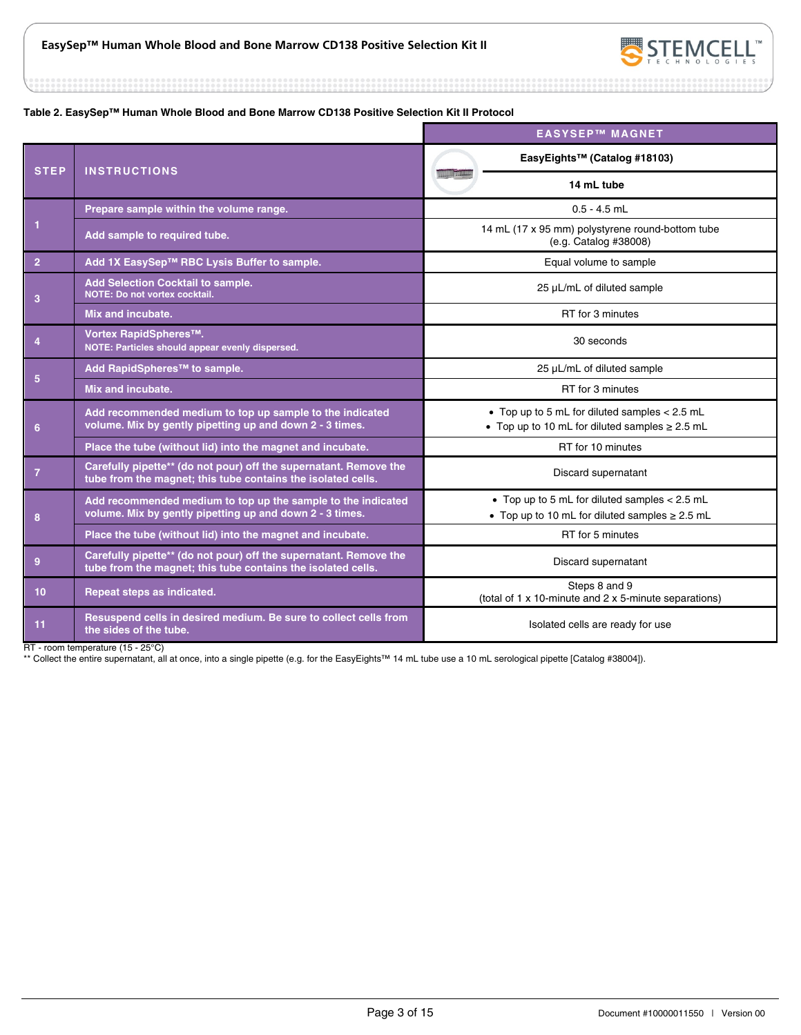**Table 2. EasySep™ Human Whole Blood and Bone Marrow CD138 Positive Selection Kit II Protocol**

| STEP | INSTRUCTIONS | EASYSEP™ MAGNET: EasyEights™ (Catalog #18103) — 14 mL tube |
|---|---|---|
| 1 | Prepare sample within the volume range. | 0.5 - 4.5 mL |
| | Add sample to required tube. | 14 mL (17 x 95 mm) polystyrene round-bottom tube (e.g. Catalog #38008) |
| 2 | Add 1X EasySep™ RBC Lysis Buffer to sample. | Equal volume to sample |
| 3 | Add Selection Cocktail to sample. NOTE: Do not vortex cocktail. | 25 µL/mL of diluted sample |
| | Mix and incubate. | RT for 3 minutes |
| 4 | Vortex RapidSpheres™. NOTE: Particles should appear evenly dispersed. | 30 seconds |
| 5 | Add RapidSpheres™ to sample. | 25 µL/mL of diluted sample |
| | Mix and incubate. | RT for 3 minutes |
| 6 | Add recommended medium to top up sample to the indicated volume. Mix by gently pipetting up and down 2 - 3 times. | • Top up to 5 mL for diluted samples < 2.5 mL<br>• Top up to 10 mL for diluted samples ≥ 2.5 mL |
| | Place the tube (without lid) into the magnet and incubate. | RT for 10 minutes |
| 7 | Carefully pipette** (do not pour) off the supernatant. Remove the tube from the magnet; this tube contains the isolated cells. | Discard supernatant |
| 8 | Add recommended medium to top up the sample to the indicated volume. Mix by gently pipetting up and down 2 - 3 times. | • Top up to 5 mL for diluted samples < 2.5 mL<br>• Top up to 10 mL for diluted samples ≥ 2.5 mL |
| | Place the tube (without lid) into the magnet and incubate. | RT for 5 minutes |
| 9 | Carefully pipette** (do not pour) off the supernatant. Remove the tube from the magnet; this tube contains the isolated cells. | Discard supernatant |
| 10 | Repeat steps as indicated. | Steps 8 and 9 (total of 1 x 10-minute and 2 x 5-minute separations) |
| 11 | Resuspend cells in desired medium. Be sure to collect cells from the sides of the tube. | Isolated cells are ready for use |

RT - room temperature (15 - 25°C)

** Collect the entire supernatant, all at once, into a single pipette (e.g. for the EasyEights™ 14 mL tube use a 10 mL serological pipette [Catalog #38004]).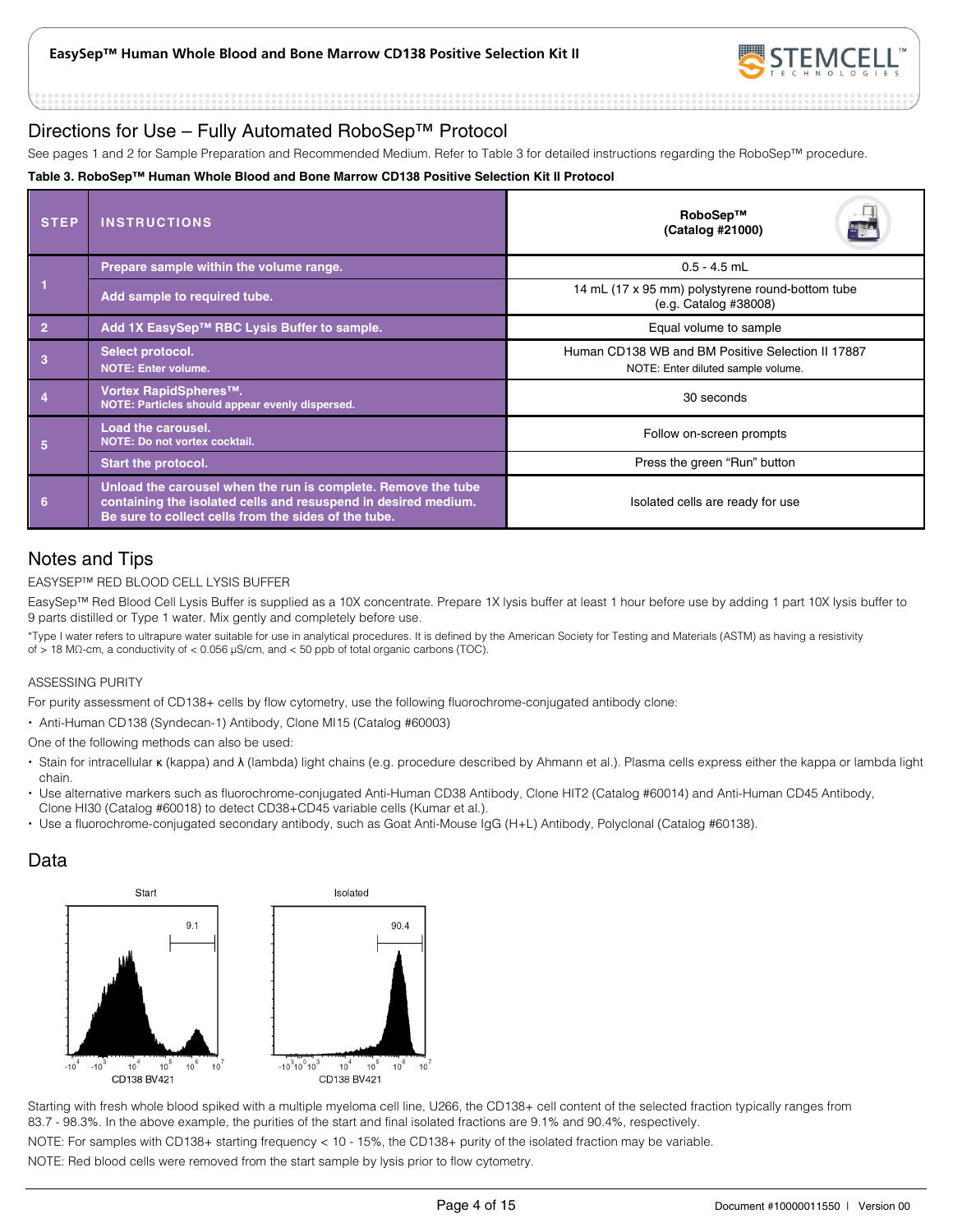# Directions for Use – Fully Automated RoboSep™ Protocol

See pages 1 and 2 for Sample Preparation and Recommended Medium. Refer to Table 3 for detailed instructions regarding the RoboSep™ procedure.

**Table 3. RoboSep™ Human Whole Blood and Bone Marrow CD138 Positive Selection Kit II Protocol**

| STEP | INSTRUCTIONS | RoboSep™ (Catalog #21000) |
|---|---|---|
| 1 | Prepare sample within the volume range. | 0.5 - 4.5 mL |
| | Add sample to required tube. | 14 mL (17 x 95 mm) polystyrene round-bottom tube (e.g. Catalog #38008) |
| 2 | Add 1X EasySep™ RBC Lysis Buffer to sample. | Equal volume to sample |
| 3 | Select protocol. NOTE: Enter volume. | Human CD138 WB and BM Positive Selection II 17887 NOTE: Enter diluted sample volume. |
| 4 | Vortex RapidSpheres™. NOTE: Particles should appear evenly dispersed. | 30 seconds |
| 5 | Load the carousel. NOTE: Do not vortex cocktail. | Follow on-screen prompts |
| | Start the protocol. | Press the green "Run" button |
| 6 | Unload the carousel when the run is complete. Remove the tube containing the isolated cells and resuspend in desired medium. Be sure to collect cells from the sides of the tube. | Isolated cells are ready for use |

# Notes and Tips

## EASYSEP™ RED BLOOD CELL LYSIS BUFFER

EasySep™ Red Blood Cell Lysis Buffer is supplied as a 10X concentrate. Prepare 1X lysis buffer at least 1 hour before use by adding 1 part 10X lysis buffer to 9 parts distilled or Type 1 water. Mix gently and completely before use.

*Type I water refers to ultrapure water suitable for use in analytical procedures. It is defined by the American Society for Testing and Materials (ASTM) as having a resistivity of > 18 MΩ-cm, a conductivity of < 0.056 µS/cm, and < 50 ppb of total organic carbons (TOC).

## ASSESSING PURITY

For purity assessment of CD138+ cells by flow cytometry, use the following fluorochrome-conjugated antibody clone:

- Anti-Human CD138 (Syndecan-1) Antibody, Clone MI15 (Catalog #60003)

One of the following methods can also be used:

- Stain for intracellular κ (kappa) and λ (lambda) light chains (e.g. procedure described by Ahmann et al.). Plasma cells express either the kappa or lambda light chain.
- Use alternative markers such as fluorochrome-conjugated Anti-Human CD38 Antibody, Clone HIT2 (Catalog #60014) and Anti-Human CD45 Antibody, Clone HI30 (Catalog #60018) to detect CD38+CD45 variable cells (Kumar et al.).
- Use a fluorochrome-conjugated secondary antibody, such as Goat Anti-Mouse IgG (H+L) Antibody, Polyclonal (Catalog #60138).

# Data

Start: 9.1 — Isolated: 90.4 (CD138 BV421)

Starting with fresh whole blood spiked with a multiple myeloma cell line, U266, the CD138+ cell content of the selected fraction typically ranges from 83.7 - 98.3%. In the above example, the purities of the start and final isolated fractions are 9.1% and 90.4%, respectively.

NOTE: For samples with CD138+ starting frequency < 10 - 15%, the CD138+ purity of the isolated fraction may be variable.

NOTE: Red blood cells were removed from the start sample by lysis prior to flow cytometry.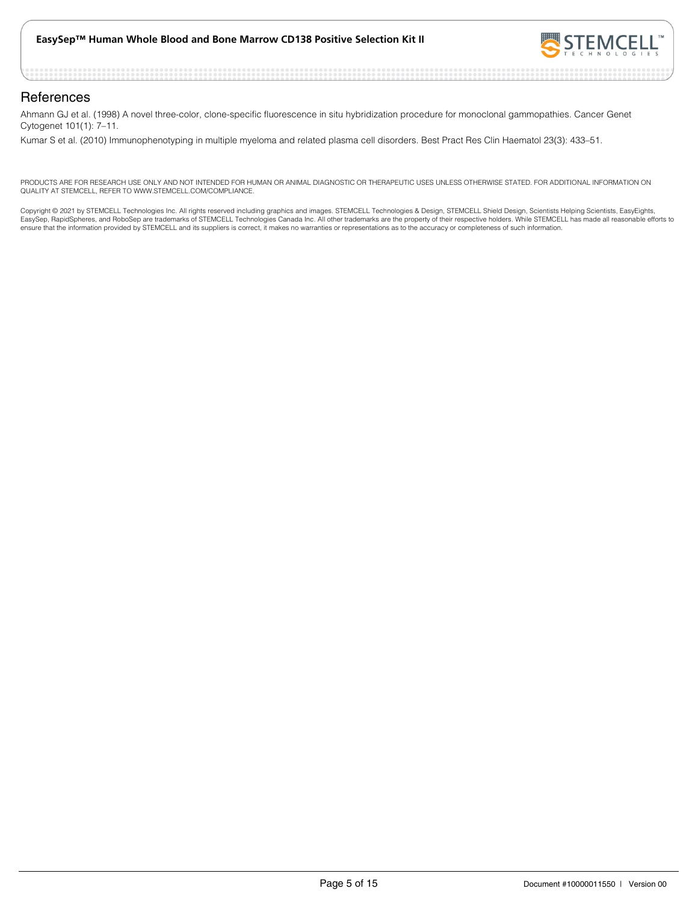## References

Ahmann GJ et al. (1998) A novel three-color, clone-specific fluorescence in situ hybridization procedure for monoclonal gammopathies. Cancer Genet Cytogenet 101(1): 7–11.

Kumar S et al. (2010) Immunophenotyping in multiple myeloma and related plasma cell disorders. Best Pract Res Clin Haematol 23(3): 433–51.

PRODUCTS ARE FOR RESEARCH USE ONLY AND NOT INTENDED FOR HUMAN OR ANIMAL DIAGNOSTIC OR THERAPEUTIC USES UNLESS OTHERWISE STATED. FOR ADDITIONAL INFORMATION ON QUALITY AT STEMCELL, REFER TO WWW.STEMCELL.COM/COMPLIANCE.

Copyright © 2021 by STEMCELL Technologies Inc. All rights reserved including graphics and images. STEMCELL Technologies & Design, STEMCELL Shield Design, Scientists Helping Scientists, EasyEights, EasySep, RapidSpheres, and RoboSep are trademarks of STEMCELL Technologies Canada Inc. All other trademarks are the property of their respective holders. While STEMCELL has made all reasonable efforts to ensure that the information provided by STEMCELL and its suppliers is correct, it makes no warranties or representations as to the accuracy or completeness of such information.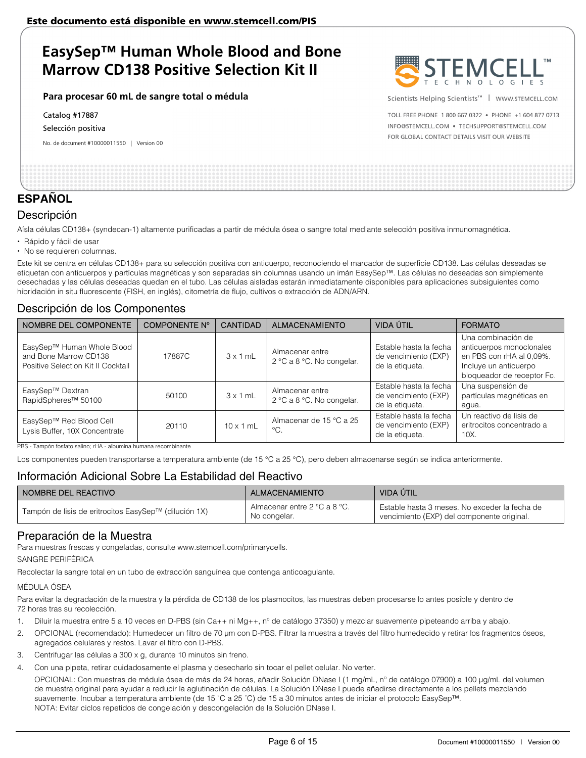Este documento está disponible en www.stemcell.com/PIS

# EasySep™ Human Whole Blood and Bone Marrow CD138 Positive Selection Kit II

**Para procesar 60 mL de sangre total o médula**

Catalog #17887

Selección positiva

No. de document #10000011550 | Version 00

Scientists Helping Scientists™ | WWW.STEMCELL.COM

TOLL FREE PHONE 1 800 667 0322 • PHONE +1 604 877 0713
INFO@STEMCELL.COM • TECHSUPPORT@STEMCELL.COM
FOR GLOBAL CONTACT DETAILS VISIT OUR WEBSITE

## ESPAÑOL

## Descripción

Aísla células CD138+ (syndecan-1) altamente purificadas a partir de médula ósea o sangre total mediante selección positiva inmunomagnética.

- Rápido y fácil de usar
- No se requieren columnas.

Este kit se centra en células CD138+ para su selección positiva con anticuerpo, reconociendo el marcador de superficie CD138. Las células deseadas se etiquetan con anticuerpos y partículas magnéticas y son separadas sin columnas usando un imán EasySep™. Las células no deseadas son simplemente desechadas y las células deseadas quedan en el tubo. Las células aisladas estarán inmediatamente disponibles para aplicaciones subsiguientes como hibridación in situ fluorescente (FISH, en inglés), citometría de flujo, cultivos o extracción de ADN/ARN.

## Descripción de los Componentes

| NOMBRE DEL COMPONENTE | COMPONENTE N° | CANTIDAD | ALMACENAMIENTO | VIDA ÚTIL | FORMATO |
|---|---|---|---|---|---|
| EasySep™ Human Whole Blood and Bone Marrow CD138 Positive Selection Kit II Cocktail | 17887C | 3 x 1 mL | Almacenar entre 2 °C a 8 °C. No congelar. | Estable hasta la fecha de vencimiento (EXP) de la etiqueta. | Una combinación de anticuerpos monoclonales en PBS con rHA al 0,09%. Incluye un anticuerpo bloqueador de receptor Fc. |
| EasySep™ Dextran RapidSpheres™ 50100 | 50100 | 3 x 1 mL | Almacenar entre 2 °C a 8 °C. No congelar. | Estable hasta la fecha de vencimiento (EXP) de la etiqueta. | Una suspensión de partículas magnéticas en agua. |
| EasySep™ Red Blood Cell Lysis Buffer, 10X Concentrate | 20110 | 10 x 1 mL | Almacenar de 15 °C a 25 °C. | Estable hasta la fecha de vencimiento (EXP) de la etiqueta. | Un reactivo de lisis de eritrocitos concentrado a 10X. |

PBS - Tampón fosfato salino; rHA - albumina humana recombinante

Los componentes pueden transportarse a temperatura ambiente (de 15 °C a 25 °C), pero deben almacenarse según se indica anteriormente.

## Información Adicional Sobre La Estabilidad del Reactivo

| NOMBRE DEL REACTIVO | ALMACENAMIENTO | VIDA ÚTIL |
|---|---|---|
| Tampón de lisis de eritrocitos EasySep™ (dilución 1X) | Almacenar entre 2 °C a 8 °C. No congelar. | Estable hasta 3 meses. No exceder la fecha de vencimiento (EXP) del componente original. |

## Preparación de la Muestra

Para muestras frescas y congeladas, consulte www.stemcell.com/primarycells.

SANGRE PERIFÉRICA

Recolectar la sangre total en un tubo de extracción sanguínea que contenga anticoagulante.

MÉDULA ÓSEA

Para evitar la degradación de la muestra y la pérdida de CD138 de los plasmocitos, las muestras deben procesarse lo antes posible y dentro de 72 horas tras su recolección.

1. Diluir la muestra entre 5 a 10 veces en D-PBS (sin Ca++ ni Mg++, nº de catálogo 37350) y mezclar suavemente pipeteando arriba y abajo.
2. OPCIONAL (recomendado): Humedecer un filtro de 70 µm con D-PBS. Filtrar la muestra a través del filtro humedecido y retirar los fragmentos óseos, agregados celulares y restos. Lavar el filtro con D-PBS.
3. Centrifugar las células a 300 x g, durante 10 minutos sin freno.
4. Con una pipeta, retirar cuidadosamente el plasma y desecharlo sin tocar el pellet celular. No verter.

   OPCIONAL: Con muestras de médula ósea de más de 24 horas, añadir Solución DNase I (1 mg/mL, nº de catálogo 07900) a 100 µg/mL del volumen de muestra original para ayudar a reducir la aglutinación de células. La Solución DNase I puede añadirse directamente a los pellets mezclando suavemente. Incubar a temperatura ambiente (de 15 °C a 25 °C) de 15 a 30 minutos antes de iniciar el protocolo EasySep™.
   NOTA: Evitar ciclos repetidos de congelación y descongelación de la Solución DNase I.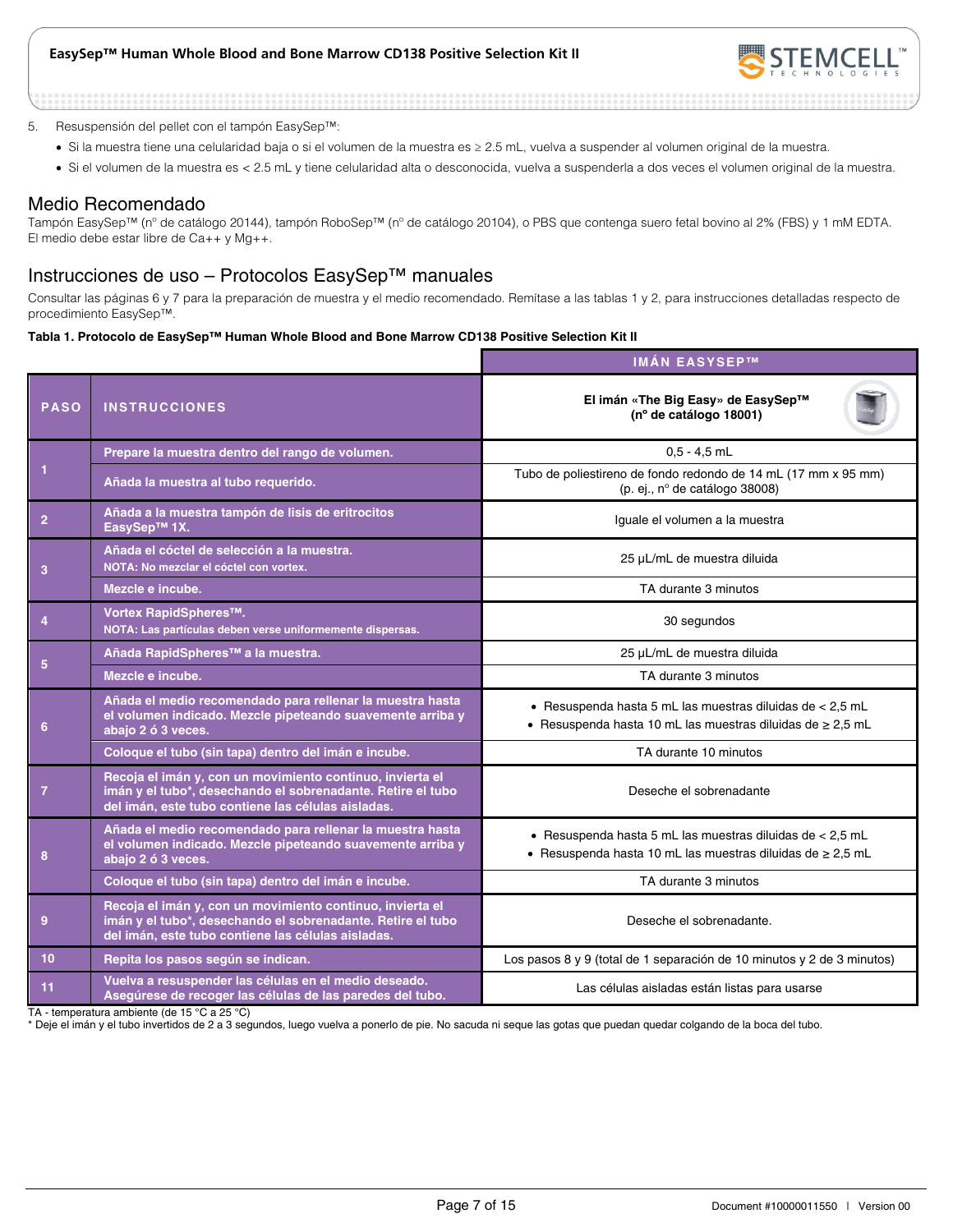5. Resuspensión del pellet con el tampón EasySep™:
   - Si la muestra tiene una celularidad baja o si el volumen de la muestra es ≥ 2.5 mL, vuelva a suspender al volumen original de la muestra.
   - Si el volumen de la muestra es < 2.5 mL y tiene celularidad alta o desconocida, vuelva a suspenderla a dos veces el volumen original de la muestra.

## Medio Recomendado

Tampón EasySep™ (nº de catálogo 20144), tampón RoboSep™ (nº de catálogo 20104), o PBS que contenga suero fetal bovino al 2% (FBS) y 1 mM EDTA. El medio debe estar libre de Ca++ y Mg++.

## Instrucciones de uso – Protocolos EasySep™ manuales

Consultar las páginas 6 y 7 para la preparación de muestra y el medio recomendado. Remítase a las tablas 1 y 2, para instrucciones detalladas respecto de procedimiento EasySep™.

**Tabla 1. Protocolo de EasySep™ Human Whole Blood and Bone Marrow CD138 Positive Selection Kit II**

| | | IMÁN EASYSEP™ |
|---|---|---|
| **PASO** | **INSTRUCCIONES** | **El imán «The Big Easy» de EasySep™ (nº de catálogo 18001)** |
| 1 | Prepare la muestra dentro del rango de volumen. | 0,5 - 4,5 mL |
| | Añada la muestra al tubo requerido. | Tubo de poliestireno de fondo redondo de 14 mL (17 mm x 95 mm) (p. ej., nº de catálogo 38008) |
| 2 | Añada a la muestra tampón de lisis de eritrocitos EasySep™ 1X. | Iguale el volumen a la muestra |
| 3 | Añada el cóctel de selección a la muestra. NOTA: No mezclar el cóctel con vortex. | 25 µL/mL de muestra diluida |
| | Mezcle e incube. | TA durante 3 minutos |
| 4 | Vortex RapidSpheres™. NOTA: Las partículas deben verse uniformemente dispersas. | 30 segundos |
| 5 | Añada RapidSpheres™ a la muestra. | 25 µL/mL de muestra diluida |
| | Mezcle e incube. | TA durante 3 minutos |
| 6 | Añada el medio recomendado para rellenar la muestra hasta el volumen indicado. Mezcle pipeteando suavemente arriba y abajo 2 ó 3 veces. | • Resuspenda hasta 5 mL las muestras diluidas de < 2,5 mL<br>• Resuspenda hasta 10 mL las muestras diluidas de ≥ 2,5 mL |
| | Coloque el tubo (sin tapa) dentro del imán e incube. | TA durante 10 minutos |
| 7 | Recoja el imán y, con un movimiento continuo, invierta el imán y el tubo*, desechando el sobrenadante. Retire el tubo del imán, este tubo contiene las células aisladas. | Deseche el sobrenadante |
| 8 | Añada el medio recomendado para rellenar la muestra hasta el volumen indicado. Mezcle pipeteando suavemente arriba y abajo 2 ó 3 veces. | • Resuspenda hasta 5 mL las muestras diluidas de < 2,5 mL<br>• Resuspenda hasta 10 mL las muestras diluidas de ≥ 2,5 mL |
| | Coloque el tubo (sin tapa) dentro del imán e incube. | TA durante 3 minutos |
| 9 | Recoja el imán y, con un movimiento continuo, invierta el imán y el tubo*, desechando el sobrenadante. Retire el tubo del imán, este tubo contiene las células aisladas. | Deseche el sobrenadante. |
| 10 | Repita los pasos según se indican. | Los pasos 8 y 9 (total de 1 separación de 10 minutos y 2 de 3 minutos) |
| 11 | Vuelva a resuspender las células en el medio deseado. Asegúrese de recoger las células de las paredes del tubo. | Las células aisladas están listas para usarse |

TA - temperatura ambiente (de 15 °C a 25 °C)
* Deje el imán y el tubo invertidos de 2 a 3 segundos, luego vuelva a ponerlo de pie. No sacuda ni seque las gotas que puedan quedar colgando de la boca del tubo.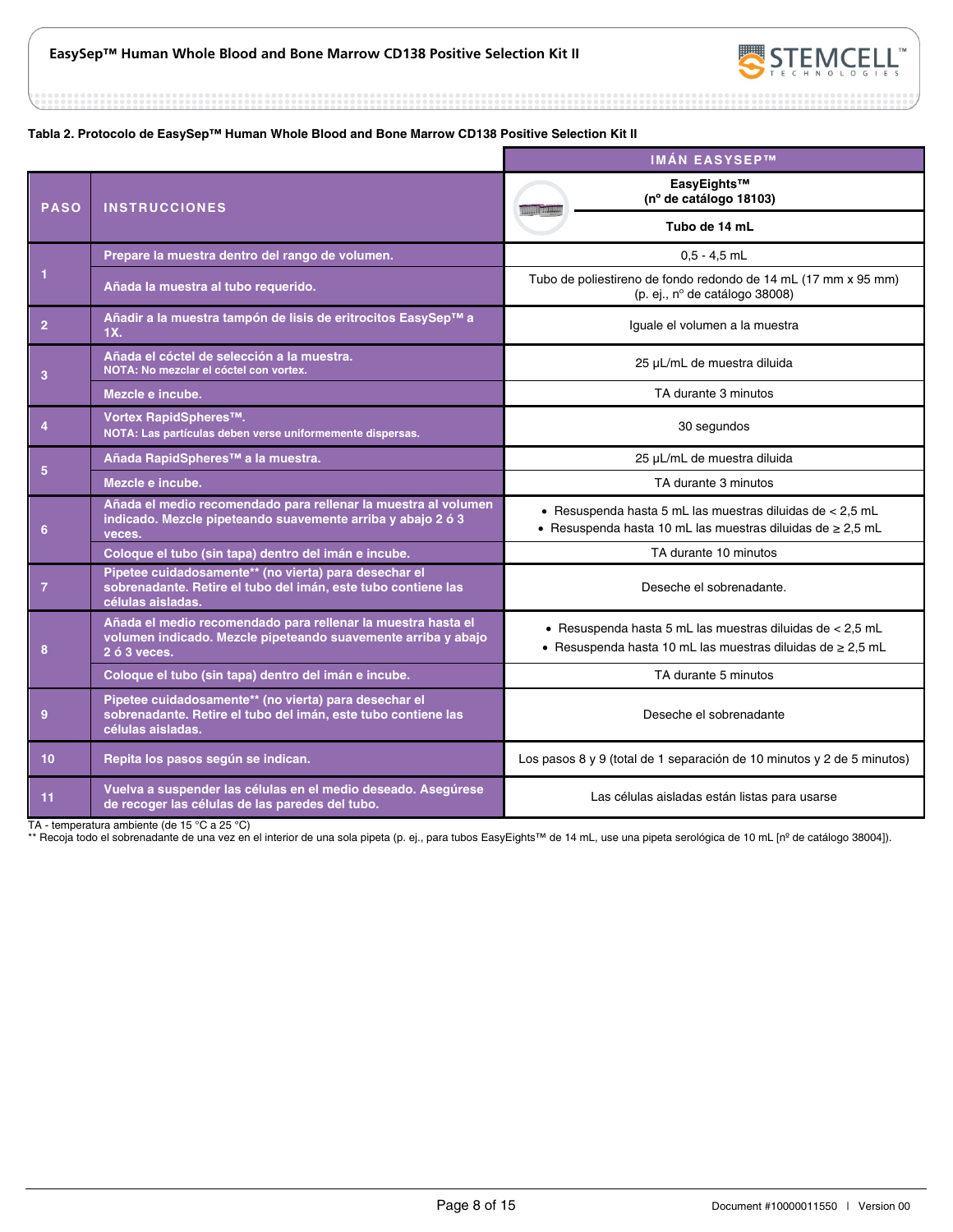**Tabla 2. Protocolo de EasySep™ Human Whole Blood and Bone Marrow CD138 Positive Selection Kit II**

| PASO | INSTRUCCIONES | IMÁN EASYSEP™ EasyEights™ (nº de catálogo 18103) Tubo de 14 mL |
|---|---|---|
| 1 | Prepare la muestra dentro del rango de volumen. | 0,5 - 4,5 mL |
| | Añada la muestra al tubo requerido. | Tubo de poliestireno de fondo redondo de 14 mL (17 mm x 95 mm) (p. ej., nº de catálogo 38008) |
| 2 | Añadir a la muestra tampón de lisis de eritrocitos EasySep™ a 1X. | Iguale el volumen a la muestra |
| 3 | Añada el cóctel de selección a la muestra. NOTA: No mezclar el cóctel con vortex. | 25 µL/mL de muestra diluida |
| | Mezcle e incube. | TA durante 3 minutos |
| 4 | Vortex RapidSpheres™. NOTA: Las partículas deben verse uniformemente dispersas. | 30 segundos |
| 5 | Añada RapidSpheres™ a la muestra. | 25 µL/mL de muestra diluida |
| | Mezcle e incube. | TA durante 3 minutos |
| 6 | Añada el medio recomendado para rellenar la muestra al volumen indicado. Mezcle pipeteando suavemente arriba y abajo 2 ó 3 veces. | • Resuspenda hasta 5 mL las muestras diluidas de < 2,5 mL<br>• Resuspenda hasta 10 mL las muestras diluidas de ≥ 2,5 mL |
| | Coloque el tubo (sin tapa) dentro del imán e incube. | TA durante 10 minutos |
| 7 | Pipetee cuidadosamente** (no vierta) para desechar el sobrenadante. Retire el tubo del imán, este tubo contiene las células aisladas. | Deseche el sobrenadante. |
| 8 | Añada el medio recomendado para rellenar la muestra hasta el volumen indicado. Mezcle pipeteando suavemente arriba y abajo 2 ó 3 veces. | • Resuspenda hasta 5 mL las muestras diluidas de < 2,5 mL<br>• Resuspenda hasta 10 mL las muestras diluidas de ≥ 2,5 mL |
| | Coloque el tubo (sin tapa) dentro del imán e incube. | TA durante 5 minutos |
| 9 | Pipetee cuidadosamente** (no vierta) para desechar el sobrenadante. Retire el tubo del imán, este tubo contiene las células aisladas. | Deseche el sobrenadante |
| 10 | Repita los pasos según se indican. | Los pasos 8 y 9 (total de 1 separación de 10 minutos y 2 de 5 minutos) |
| 11 | Vuelva a suspender las células en el medio deseado. Asegúrese de recoger las células de las paredes del tubo. | Las células aisladas están listas para usarse |

TA - temperatura ambiente (de 15 °C a 25 °C)

** Recoja todo el sobrenadante de una vez en el interior de una sola pipeta (p. ej., para tubos EasyEights™ de 14 mL, use una pipeta serológica de 10 mL [nº de catálogo 38004]).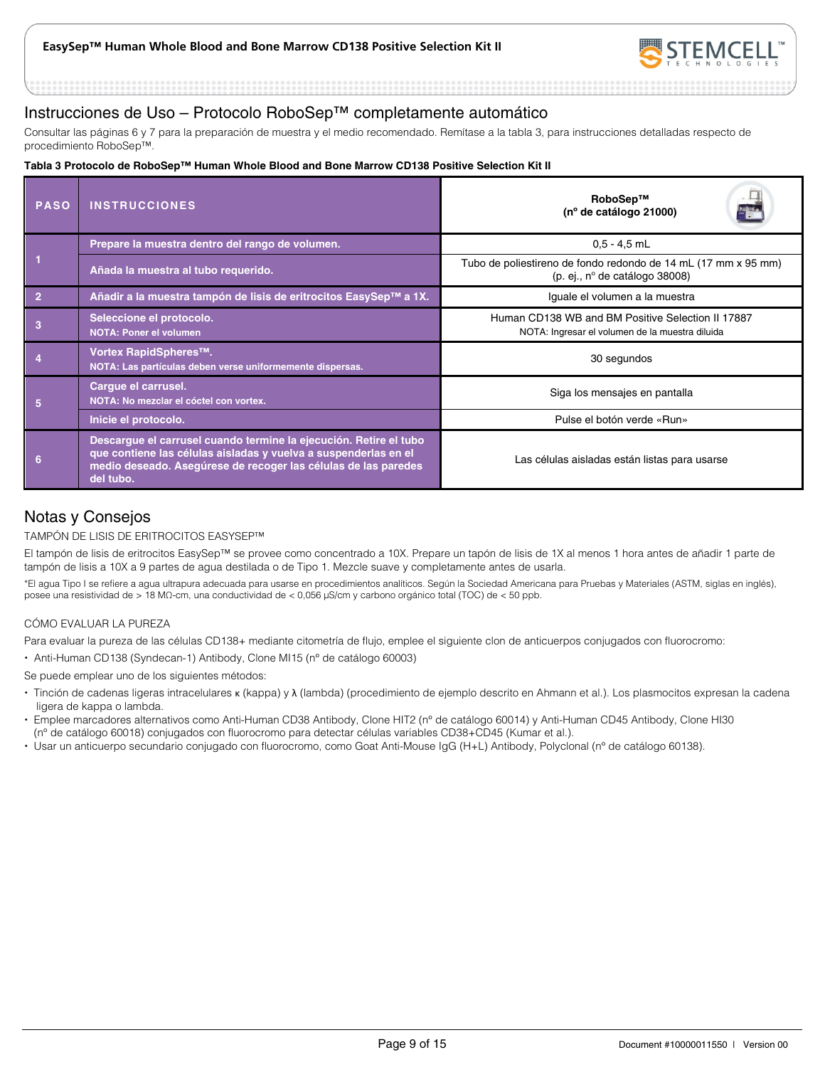# Instrucciones de Uso – Protocolo RoboSep™ completamente automático

Consultar las páginas 6 y 7 para la preparación de muestra y el medio recomendado. Remítase a la tabla 3, para instrucciones detalladas respecto de procedimiento RoboSep™.

**Tabla 3 Protocolo de RoboSep™ Human Whole Blood and Bone Marrow CD138 Positive Selection Kit II**

| PASO | INSTRUCCIONES | RoboSep™ (nº de catálogo 21000) |
|---|---|---|
| 1 | **Prepare la muestra dentro del rango de volumen.** | 0,5 - 4,5 mL |
| | **Añada la muestra al tubo requerido.** | Tubo de poliestireno de fondo redondo de 14 mL (17 mm x 95 mm) (p. ej., nº de catálogo 38008) |
| 2 | **Añadir a la muestra tampón de lisis de eritrocitos EasySep™ a 1X.** | Iguale el volumen a la muestra |
| 3 | **Seleccione el protocolo.** **NOTA: Poner el volumen** | Human CD138 WB and BM Positive Selection II 17887 NOTA: Ingresar el volumen de la muestra diluida |
| 4 | **Vortex RapidSpheres™.** **NOTA: Las partículas deben verse uniformemente dispersas.** | 30 segundos |
| 5 | **Cargue el carrusel.** **NOTA: No mezclar el cóctel con vortex.** | Siga los mensajes en pantalla |
| | **Inicie el protocolo.** | Pulse el botón verde «Run» |
| 6 | **Descargue el carrusel cuando termine la ejecución. Retire el tubo que contiene las células aisladas y vuelva a suspenderlas en el medio deseado. Asegúrese de recoger las células de las paredes del tubo.** | Las células aisladas están listas para usarse |

# Notas y Consejos

TAMPÓN DE LISIS DE ERITROCITOS EASYSEP™

El tampón de lisis de eritrocitos EasySep™ se provee como concentrado a 10X. Prepare un tapón de lisis de 1X al menos 1 hora antes de añadir 1 parte de tampón de lisis a 10X a 9 partes de agua destilada o de Tipo 1. Mezcle suave y completamente antes de usarla.

*El agua Tipo I se refiere a agua ultrapura adecuada para usarse en procedimientos analíticos. Según la Sociedad Americana para Pruebas y Materiales (ASTM, siglas en inglés), posee una resistividad de > 18 MΩ-cm, una conductividad de < 0,056 µS/cm y carbono orgánico total (TOC) de < 50 ppb.

CÓMO EVALUAR LA PUREZA

Para evaluar la pureza de las células CD138+ mediante citometría de flujo, emplee el siguiente clon de anticuerpos conjugados con fluorocromo:

- Anti-Human CD138 (Syndecan-1) Antibody, Clone MI15 (nº de catálogo 60003)

Se puede emplear uno de los siguientes métodos:

- Tinción de cadenas ligeras intracelulares κ (kappa) y λ (lambda) (procedimiento de ejemplo descrito en Ahmann et al.). Los plasmocitos expresan la cadena ligera de kappa o lambda.
- Emplee marcadores alternativos como Anti-Human CD38 Antibody, Clone HIT2 (nº de catálogo 60014) y Anti-Human CD45 Antibody, Clone HI30 (nº de catálogo 60018) conjugados con fluorocromo para detectar células variables CD38+CD45 (Kumar et al.).
- Usar un anticuerpo secundario conjugado con fluorocromo, como Goat Anti-Mouse IgG (H+L) Antibody, Polyclonal (nº de catálogo 60138).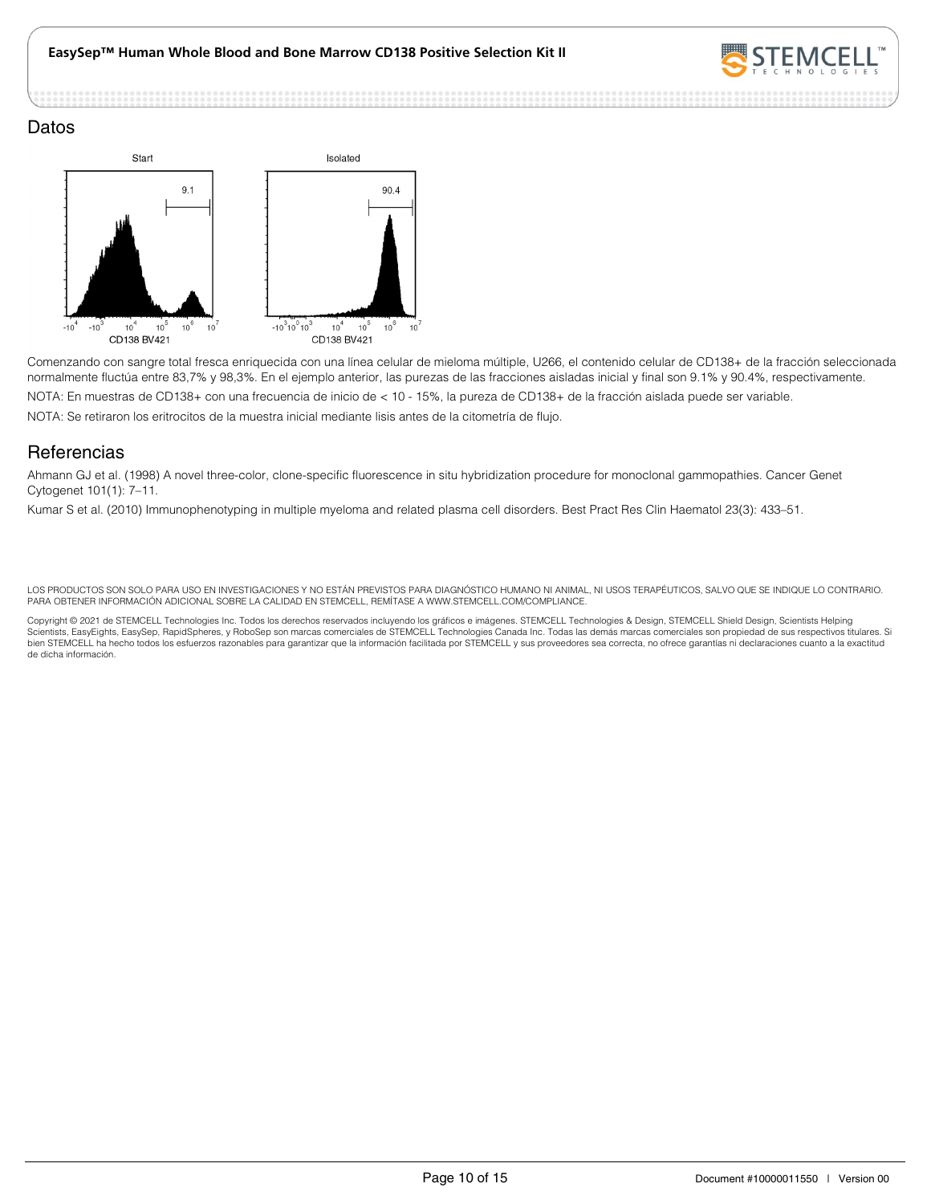## Datos

Comenzando con sangre total fresca enriquecida con una línea celular de mieloma múltiple, U266, el contenido celular de CD138+ de la fracción seleccionada normalmente fluctúa entre 83,7% y 98,3%. En el ejemplo anterior, las purezas de las fracciones aisladas inicial y final son 9.1% y 90.4%, respectivamente.

NOTA: En muestras de CD138+ con una frecuencia de inicio de < 10 - 15%, la pureza de CD138+ de la fracción aislada puede ser variable.

NOTA: Se retiraron los eritrocitos de la muestra inicial mediante lisis antes de la citometría de flujo.

## Referencias

Ahmann GJ et al. (1998) A novel three-color, clone-specific fluorescence in situ hybridization procedure for monoclonal gammopathies. Cancer Genet Cytogenet 101(1): 7–11.

Kumar S et al. (2010) Immunophenotyping in multiple myeloma and related plasma cell disorders. Best Pract Res Clin Haematol 23(3): 433–51.

LOS PRODUCTOS SON SOLO PARA USO EN INVESTIGACIONES Y NO ESTÁN PREVISTOS PARA DIAGNÓSTICO HUMANO NI ANIMAL, NI USOS TERAPÉUTICOS, SALVO QUE SE INDIQUE LO CONTRARIO. PARA OBTENER INFORMACIÓN ADICIONAL SOBRE LA CALIDAD EN STEMCELL, REMÍTASE A WWW.STEMCELL.COM/COMPLIANCE.

Copyright © 2021 de STEMCELL Technologies Inc. Todos los derechos reservados incluyendo los gráficos e imágenes. STEMCELL Technologies & Design, STEMCELL Shield Design, Scientists Helping Scientists, EasyEights, EasySep, RapidSpheres, y RoboSep son marcas comerciales de STEMCELL Technologies Canada Inc. Todas las demás marcas comerciales son propiedad de sus respectivos titulares. Si bien STEMCELL ha hecho todos los esfuerzos razonables para garantizar que la información facilitada por STEMCELL y sus proveedores sea correcta, no ofrece garantías ni declaraciones cuanto a la exactitud de dicha información.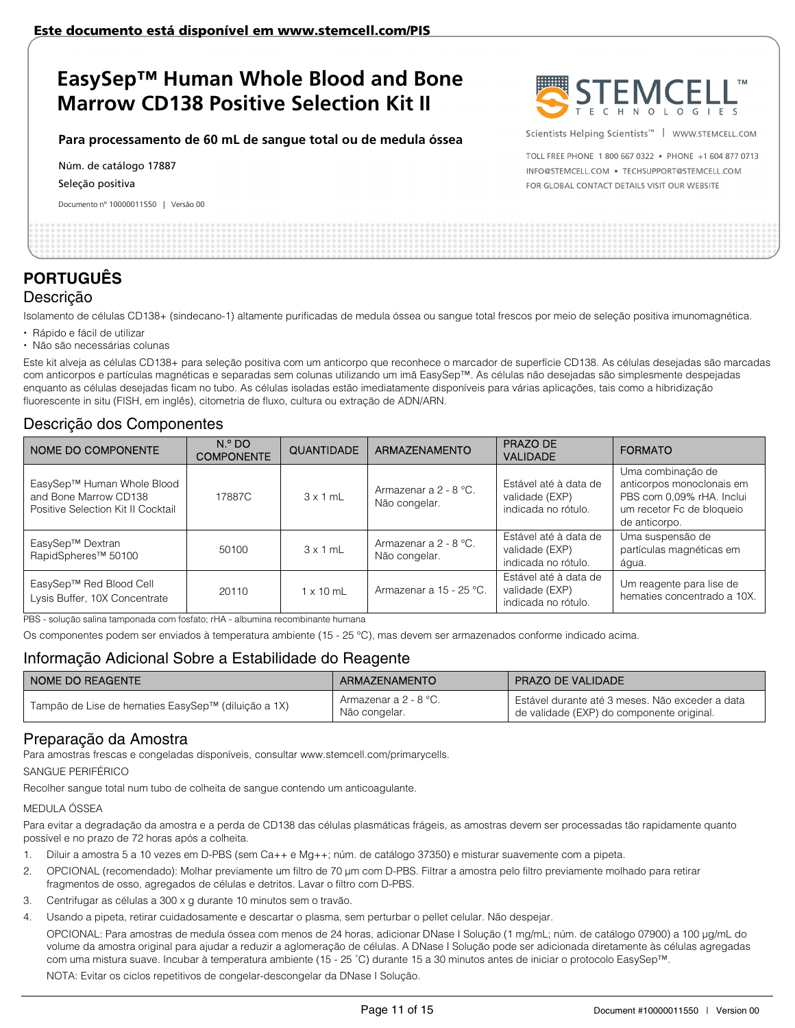Este documento está disponível em www.stemcell.com/PIS

# EasySep™ Human Whole Blood and Bone Marrow CD138 Positive Selection Kit II

**Para processamento de 60 mL de sangue total ou de medula óssea**

Núm. de catálogo 17887

Seleção positiva

Documento nº 10000011550 | Versão 00

STEMCELL TECHNOLOGIES

Scientists Helping Scientists™ | WWW.STEMCELL.COM

TOLL FREE PHONE 1 800 667 0322 • PHONE +1 604 877 0713

INFO@STEMCELL.COM • TECHSUPPORT@STEMCELL.COM

FOR GLOBAL CONTACT DETAILS VISIT OUR WEBSITE

## PORTUGUÊS

## Descrição

Isolamento de células CD138+ (sindecano-1) altamente purificadas de medula óssea ou sangue total frescos por meio de seleção positiva imunomagnética.

- Rápido e fácil de utilizar
- Não são necessárias colunas

Este kit alveja as células CD138+ para seleção positiva com um anticorpo que reconhece o marcador de superfície CD138. As células desejadas são marcadas com anticorpos e partículas magnéticas e separadas sem colunas utilizando um imã EasySep™. As células não desejadas são simplesmente despejadas enquanto as células desejadas ficam no tubo. As células isoladas estão imediatamente disponíveis para várias aplicações, tais como a hibridização fluorescente in situ (FISH, em inglês), citometria de fluxo, cultura ou extração de ADN/ARN.

## Descrição dos Componentes

| NOME DO COMPONENTE | N.º DO COMPONENTE | QUANTIDADE | ARMAZENAMENTO | PRAZO DE VALIDADE | FORMATO |
|---|---|---|---|---|---|
| EasySep™ Human Whole Blood and Bone Marrow CD138 Positive Selection Kit II Cocktail | 17887C | 3 x 1 mL | Armazenar a 2 - 8 °C. Não congelar. | Estável até à data de validade (EXP) indicada no rótulo. | Uma combinação de anticorpos monoclonais em PBS com 0,09% rHA. Inclui um recetor Fc de bloqueio de anticorpo. |
| EasySep™ Dextran RapidSpheres™ 50100 | 50100 | 3 x 1 mL | Armazenar a 2 - 8 °C. Não congelar. | Estável até à data de validade (EXP) indicada no rótulo. | Uma suspensão de partículas magnéticas em água. |
| EasySep™ Red Blood Cell Lysis Buffer, 10X Concentrate | 20110 | 1 x 10 mL | Armazenar a 15 - 25 °C. | Estável até à data de validade (EXP) indicada no rótulo. | Um reagente para lise de hematies concentrado a 10X. |

PBS - solução salina tamponada com fosfato; rHA - albumina recombinante humana

Os componentes podem ser enviados à temperatura ambiente (15 - 25 °C), mas devem ser armazenados conforme indicado acima.

## Informação Adicional Sobre a Estabilidade do Reagente

| NOME DO REAGENTE | ARMAZENAMENTO | PRAZO DE VALIDADE |
|---|---|---|
| Tampão de Lise de hematies EasySep™ (diluição a 1X) | Armazenar a 2 - 8 °C. Não congelar. | Estável durante até 3 meses. Não exceder a data de validade (EXP) do componente original. |

## Preparação da Amostra

Para amostras frescas e congeladas disponíveis, consultar www.stemcell.com/primarycells.

SANGUE PERIFÉRICO

Recolher sangue total num tubo de colheita de sangue contendo um anticoagulante.

MEDULA ÓSSEA

Para evitar a degradação da amostra e a perda de CD138 das células plasmáticas frágeis, as amostras devem ser processadas tão rapidamente quanto possível e no prazo de 72 horas após a colheita.

1. Diluir a amostra 5 a 10 vezes em D-PBS (sem Ca++ e Mg++; núm. de catálogo 37350) e misturar suavemente com a pipeta.
2. OPCIONAL (recomendado): Molhar previamente um filtro de 70 µm com D-PBS. Filtrar a amostra pelo filtro previamente molhado para retirar fragmentos de osso, agregados de células e detritos. Lavar o filtro com D-PBS.
3. Centrifugar as células a 300 x g durante 10 minutos sem o travão.
4. Usando a pipeta, retirar cuidadosamente e descartar o plasma, sem perturbar o pellet celular. Não despejar.

   OPCIONAL: Para amostras de medula óssea com menos de 24 horas, adicionar DNase I Solução (1 mg/mL; núm. de catálogo 07900) a 100 µg/mL do volume da amostra original para ajudar a reduzir a aglomeração de células. A DNase I Solução pode ser adicionada diretamente às células agregadas com uma mistura suave. Incubar à temperatura ambiente (15 - 25 °C) durante 15 a 30 minutos antes de iniciar o protocolo EasySep™.

   NOTA: Evitar os ciclos repetitivos de congelar-descongelar da DNase I Solução.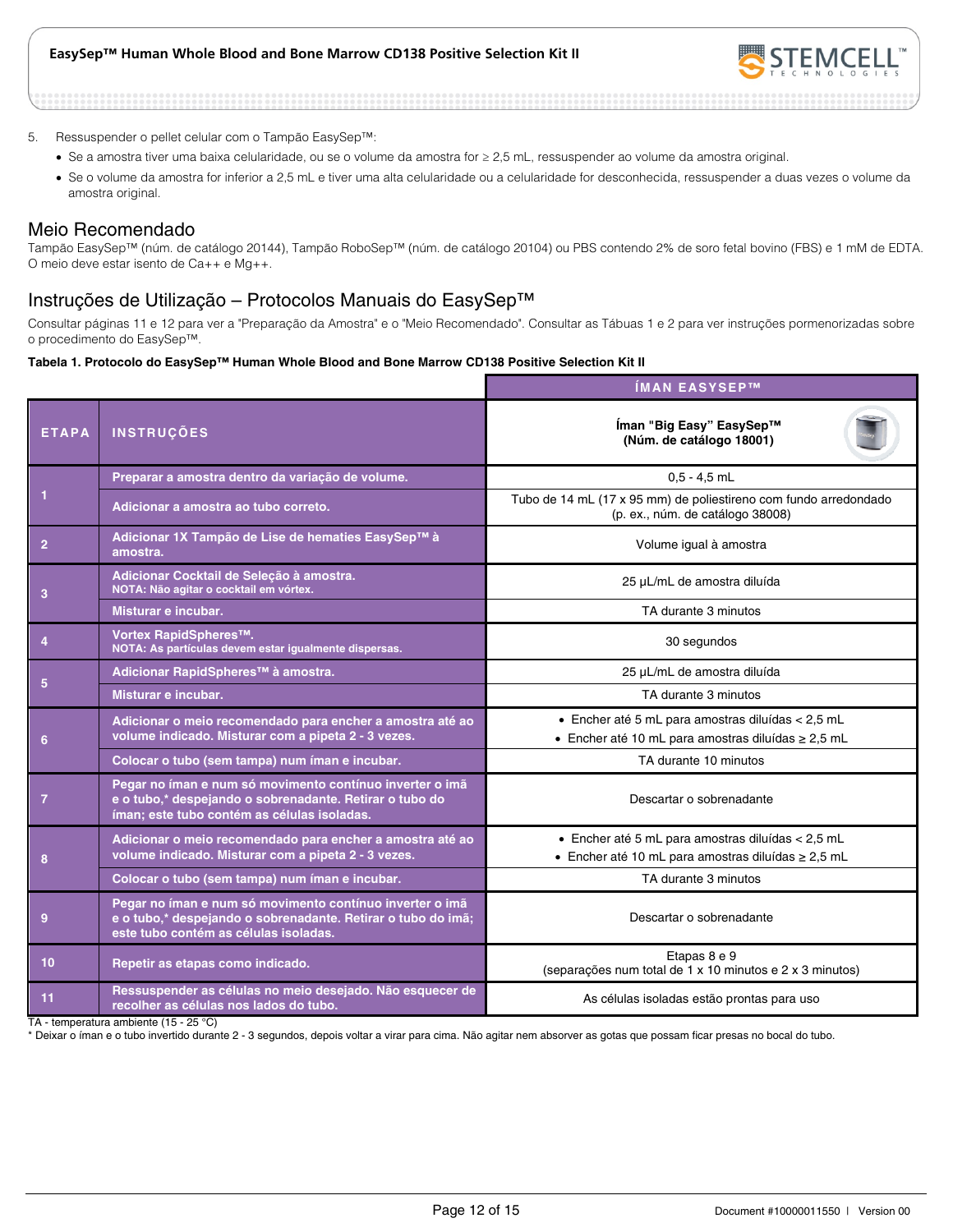5. Ressuspender o pellet celular com o Tampão EasySep™:
   - Se a amostra tiver uma baixa celularidade, ou se o volume da amostra for ≥ 2,5 mL, ressuspender ao volume da amostra original.
   - Se o volume da amostra for inferior a 2,5 mL e tiver uma alta celularidade ou a celularidade for desconhecida, ressuspender a duas vezes o volume da amostra original.

## Meio Recomendado

Tampão EasySep™ (núm. de catálogo 20144), Tampão RoboSep™ (núm. de catálogo 20104) ou PBS contendo 2% de soro fetal bovino (FBS) e 1 mM de EDTA. O meio deve estar isento de Ca++ e Mg++.

## Instruções de Utilização – Protocolos Manuais do EasySep™

Consultar páginas 11 e 12 para ver a "Preparação da Amostra" e o "Meio Recomendado". Consultar as Tábuas 1 e 2 para ver instruções pormenorizadas sobre o procedimento do EasySep™.

**Tabela 1. Protocolo do EasySep™ Human Whole Blood and Bone Marrow CD138 Positive Selection Kit II**

| | | ÍMAN EASYSEP™ |
|---|---|---|
| **ETAPA** | **INSTRUÇÕES** | **Íman "Big Easy" EasySep™ (Núm. de catálogo 18001)** |
| 1 | **Preparar a amostra dentro da variação de volume.** | 0,5 - 4,5 mL |
| | **Adicionar a amostra ao tubo correto.** | Tubo de 14 mL (17 x 95 mm) de poliestireno com fundo arredondado (p. ex., núm. de catálogo 38008) |
| 2 | **Adicionar 1X Tampão de Lise de hematies EasySep™ à amostra.** | Volume igual à amostra |
| 3 | **Adicionar Cocktail de Seleção à amostra.** NOTA: Não agitar o cocktail em vórtex. | 25 µL/mL de amostra diluída |
| | **Misturar e incubar.** | TA durante 3 minutos |
| 4 | **Vortex RapidSpheres™.** NOTA: As partículas devem estar igualmente dispersas. | 30 segundos |
| 5 | **Adicionar RapidSpheres™ à amostra.** | 25 µL/mL de amostra diluída |
| | **Misturar e incubar.** | TA durante 3 minutos |
| 6 | **Adicionar o meio recomendado para encher a amostra até ao volume indicado. Misturar com a pipeta 2 - 3 vezes.** | • Encher até 5 mL para amostras diluídas < 2,5 mL<br>• Encher até 10 mL para amostras diluídas ≥ 2,5 mL |
| | **Colocar o tubo (sem tampa) num íman e incubar.** | TA durante 10 minutos |
| 7 | **Pegar no íman e num só movimento contínuo inverter o imã e o tubo,* despejando o sobrenadante. Retirar o tubo do íman; este tubo contém as células isoladas.** | Descartar o sobrenadante |
| 8 | **Adicionar o meio recomendado para encher a amostra até ao volume indicado. Misturar com a pipeta 2 - 3 vezes.** | • Encher até 5 mL para amostras diluídas < 2,5 mL<br>• Encher até 10 mL para amostras diluídas ≥ 2,5 mL |
| | **Colocar o tubo (sem tampa) num íman e incubar.** | TA durante 3 minutos |
| 9 | **Pegar no íman e num só movimento contínuo inverter o imã e o tubo,* despejando o sobrenadante. Retirar o tubo do imã; este tubo contém as células isoladas.** | Descartar o sobrenadante |
| 10 | **Repetir as etapas como indicado.** | Etapas 8 e 9 (separações num total de 1 x 10 minutos e 2 x 3 minutos) |
| 11 | **Ressuspender as células no meio desejado. Não esquecer de recolher as células nos lados do tubo.** | As células isoladas estão prontas para uso |

TA - temperatura ambiente (15 - 25 °C)
* Deixar o íman e o tubo invertido durante 2 - 3 segundos, depois voltar a virar para cima. Não agitar nem absorver as gotas que possam ficar presas no bocal do tubo.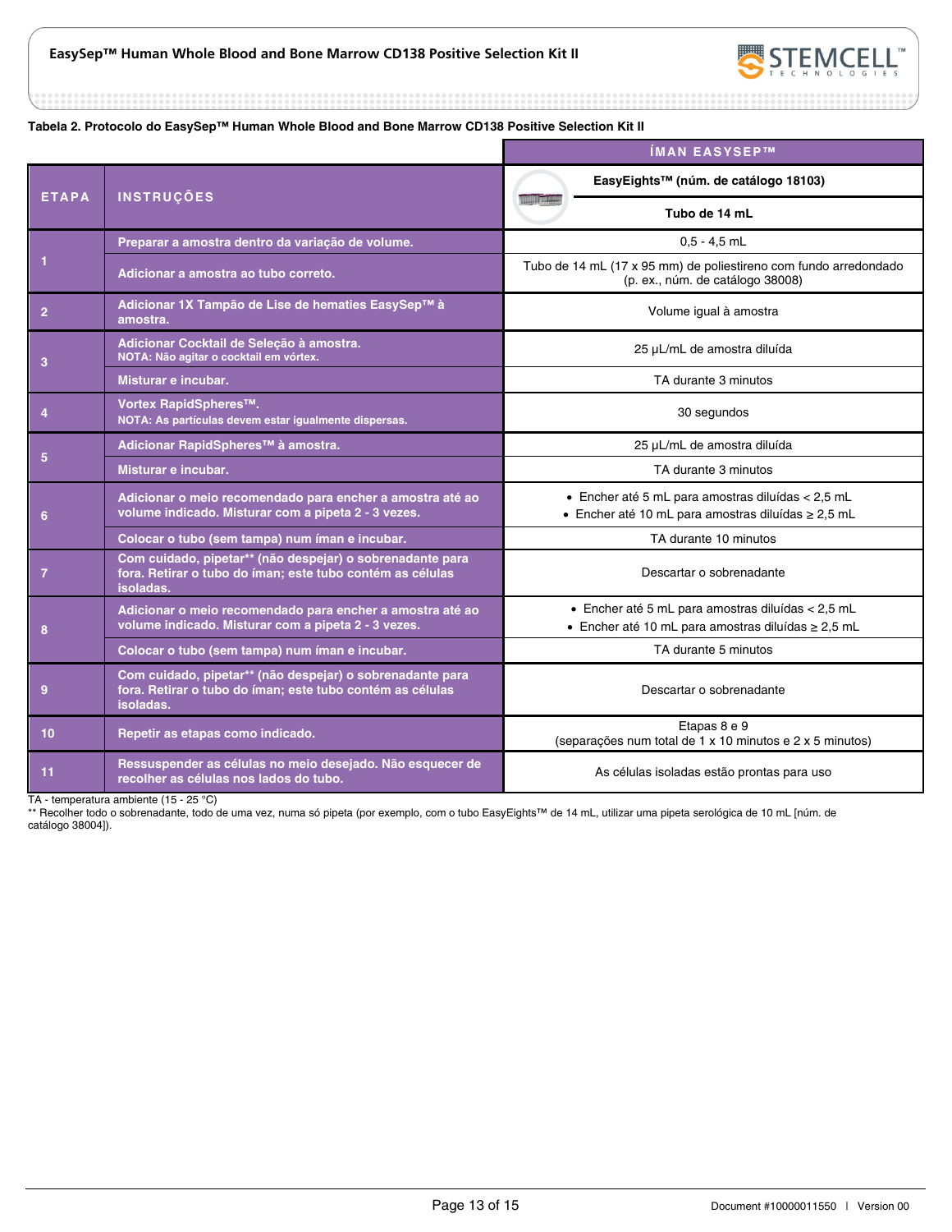**Tabela 2. Protocolo do EasySep™ Human Whole Blood and Bone Marrow CD138 Positive Selection Kit II**

| ETAPA | INSTRUÇÕES | ÍMAN EASYSEP™ EasyEights™ (núm. de catálogo 18103) Tubo de 14 mL |
|---|---|---|
| 1 | Preparar a amostra dentro da variação de volume. | 0,5 - 4,5 mL |
| | Adicionar a amostra ao tubo correto. | Tubo de 14 mL (17 x 95 mm) de poliestireno com fundo arredondado (p. ex., núm. de catálogo 38008) |
| 2 | Adicionar 1X Tampão de Lise de hematies EasySep™ à amostra. | Volume igual à amostra |
| 3 | Adicionar Cocktail de Seleção à amostra. NOTA: Não agitar o cocktail em vórtex. | 25 µL/mL de amostra diluída |
| | Misturar e incubar. | TA durante 3 minutos |
| 4 | Vortex RapidSpheres™. NOTA: As partículas devem estar igualmente dispersas. | 30 segundos |
| 5 | Adicionar RapidSpheres™ à amostra. | 25 µL/mL de amostra diluída |
| | Misturar e incubar. | TA durante 3 minutos |
| 6 | Adicionar o meio recomendado para encher a amostra até ao volume indicado. Misturar com a pipeta 2 - 3 vezes. | • Encher até 5 mL para amostras diluídas < 2,5 mL<br>• Encher até 10 mL para amostras diluídas ≥ 2,5 mL |
| | Colocar o tubo (sem tampa) num íman e incubar. | TA durante 10 minutos |
| 7 | Com cuidado, pipetar** (não despejar) o sobrenadante para fora. Retirar o tubo do íman; este tubo contém as células isoladas. | Descartar o sobrenadante |
| 8 | Adicionar o meio recomendado para encher a amostra até ao volume indicado. Misturar com a pipeta 2 - 3 vezes. | • Encher até 5 mL para amostras diluídas < 2,5 mL<br>• Encher até 10 mL para amostras diluídas ≥ 2,5 mL |
| | Colocar o tubo (sem tampa) num íman e incubar. | TA durante 5 minutos |
| 9 | Com cuidado, pipetar** (não despejar) o sobrenadante para fora. Retirar o tubo do íman; este tubo contém as células isoladas. | Descartar o sobrenadante |
| 10 | Repetir as etapas como indicado. | Etapas 8 e 9 (separações num total de 1 x 10 minutos e 2 x 5 minutos) |
| 11 | Ressuspender as células no meio desejado. Não esquecer de recolher as células nos lados do tubo. | As células isoladas estão prontas para uso |

TA - temperatura ambiente (15 - 25 °C)
** Recolher todo o sobrenadante, todo de uma vez, numa só pipeta (por exemplo, com o tubo EasyEights™ de 14 mL, utilizar uma pipeta serológica de 10 mL [núm. de catálogo 38004]).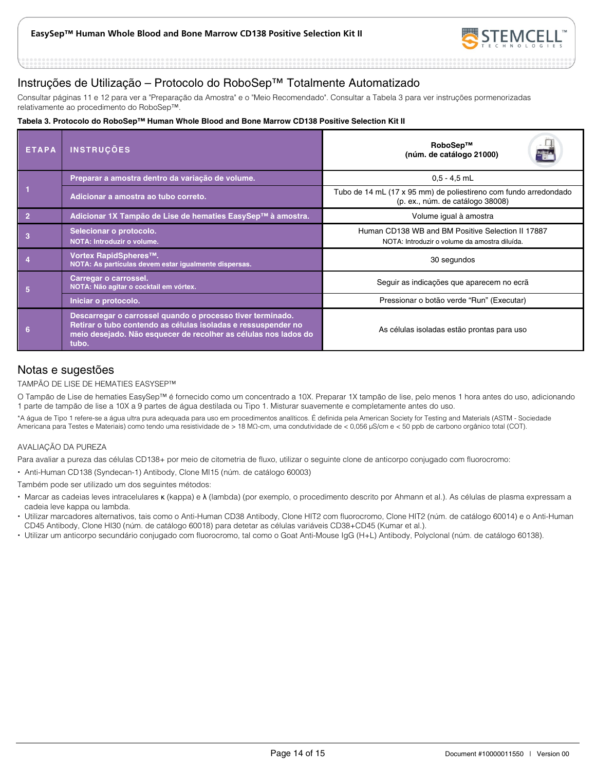## Instruções de Utilização – Protocolo do RoboSep™ Totalmente Automatizado

Consultar páginas 11 e 12 para ver a "Preparação da Amostra" e o "Meio Recomendado". Consultar a Tabela 3 para ver instruções pormenorizadas relativamente ao procedimento do RoboSep™.

**Tabela 3. Protocolo do RoboSep™ Human Whole Blood and Bone Marrow CD138 Positive Selection Kit II**

| ETAPA | INSTRUÇÕES | RoboSep™ (núm. de catálogo 21000) |
|---|---|---|
| 1 | Preparar a amostra dentro da variação de volume. | 0,5 - 4,5 mL |
| | Adicionar a amostra ao tubo correto. | Tubo de 14 mL (17 x 95 mm) de poliestireno com fundo arredondado (p. ex., núm. de catálogo 38008) |
| 2 | Adicionar 1X Tampão de Lise de hematies EasySep™ à amostra. | Volume igual à amostra |
| 3 | Selecionar o protocolo. NOTA: Introduzir o volume. | Human CD138 WB and BM Positive Selection II 17887 NOTA: Introduzir o volume da amostra diluída. |
| 4 | Vortex RapidSpheres™. NOTA: As partículas devem estar igualmente dispersas. | 30 segundos |
| 5 | Carregar o carrossel. NOTA: Não agitar o cocktail em vórtex. | Seguir as indicações que aparecem no ecrã |
| | Iniciar o protocolo. | Pressionar o botão verde "Run" (Executar) |
| 6 | Descarregar o carrossel quando o processo tiver terminado. Retirar o tubo contendo as células isoladas e ressuspender no meio desejado. Não esquecer de recolher as células nos lados do tubo. | As células isoladas estão prontas para uso |

## Notas e sugestões

TAMPÃO DE LISE DE HEMATIES EASYSEP™

O Tampão de Lise de hematies EasySep™ é fornecido como um concentrado a 10X. Preparar 1X tampão de lise, pelo menos 1 hora antes do uso, adicionando 1 parte de tampão de lise a 10X a 9 partes de água destilada ou Tipo 1. Misturar suavemente e completamente antes do uso.

*A água de Tipo 1 refere-se a água ultra pura adequada para uso em procedimentos analíticos. É definida pela American Society for Testing and Materials (ASTM - Sociedade Americana para Testes e Materiais) como tendo uma resistividade de > 18 MΩ-cm, uma condutividade de < 0,056 µS/cm e < 50 ppb de carbono orgânico total (COT).

AVALIAÇÃO DA PUREZA

Para avaliar a pureza das células CD138+ por meio de citometria de fluxo, utilizar o seguinte clone de anticorpo conjugado com fluorocromo:

- Anti-Human CD138 (Syndecan-1) Antibody, Clone MI15 (núm. de catálogo 60003)

Também pode ser utilizado um dos seguintes métodos:

- Marcar as cadeias leves intracelulares κ (kappa) e λ (lambda) (por exemplo, o procedimento descrito por Ahmann et al.). As células de plasma expressam a cadeia leve kappa ou lambda.
- Utilizar marcadores alternativos, tais como o Anti-Human CD38 Antibody, Clone HIT2 com fluorocromo, Clone HIT2 (núm. de catálogo 60014) e o Anti-Human CD45 Antibody, Clone HI30 (núm. de catálogo 60018) para detetar as células variáveis CD38+CD45 (Kumar et al.).
- Utilizar um anticorpo secundário conjugado com fluorocromo, tal como o Goat Anti-Mouse IgG (H+L) Antibody, Polyclonal (núm. de catálogo 60138).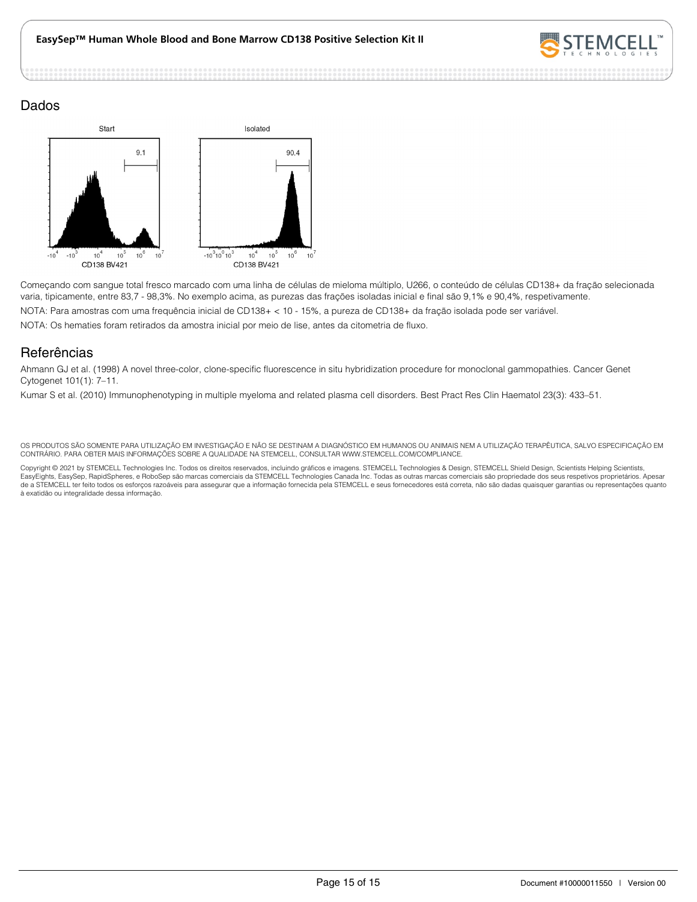## Dados

Start

9.1

$-10^4$ $-10^3$ $10^4$ $10^5$ $10^6$ $10^7$

CD138 BV421

Isolated

90.4

$-10^3$ $10^0$ $10^3$ $10^4$ $10^5$ $10^6$ $10^7$

CD138 BV421

Começando com sangue total fresco marcado com uma linha de células de mieloma múltiplo, U266, o conteúdo de células CD138+ da fração selecionada varia, tipicamente, entre 83,7 - 98,3%. No exemplo acima, as purezas das frações isoladas inicial e final são 9,1% e 90,4%, respetivamente.

NOTA: Para amostras com uma frequência inicial de CD138+ < 10 - 15%, a pureza de CD138+ da fração isolada pode ser variável.

NOTA: Os hematies foram retirados da amostra inicial por meio de lise, antes da citometria de fluxo.

## Referências

Ahmann GJ et al. (1998) A novel three-color, clone-specific fluorescence in situ hybridization procedure for monoclonal gammopathies. Cancer Genet Cytogenet 101(1): 7–11.

Kumar S et al. (2010) Immunophenotyping in multiple myeloma and related plasma cell disorders. Best Pract Res Clin Haematol 23(3): 433–51.

OS PRODUTOS SÃO SOMENTE PARA UTILIZAÇÃO EM INVESTIGAÇÃO E NÃO SE DESTINAM A DIAGNÓSTICO EM HUMANOS OU ANIMAIS NEM A UTILIZAÇÃO TERAPÊUTICA, SALVO ESPECIFICAÇÃO EM CONTRÁRIO. PARA OBTER MAIS INFORMAÇÕES SOBRE A QUALIDADE NA STEMCELL, CONSULTAR WWW.STEMCELL.COM/COMPLIANCE.

Copyright © 2021 by STEMCELL Technologies Inc. Todos os direitos reservados, incluindo gráficos e imagens. STEMCELL Technologies & Design, STEMCELL Shield Design, Scientists Helping Scientists, EasyEights, EasySep, RapidSpheres, e RoboSep são marcas comerciais da STEMCELL Technologies Canada Inc. Todas as outras marcas comerciais são propriedade dos seus respetivos proprietários. Apesar de a STEMCELL ter feito todos os esforços razoáveis para assegurar que a informação fornecida pela STEMCELL e seus fornecedores está correta, não são dadas quaisquer garantias ou representações quanto à exatidão ou integralidade dessa informação.